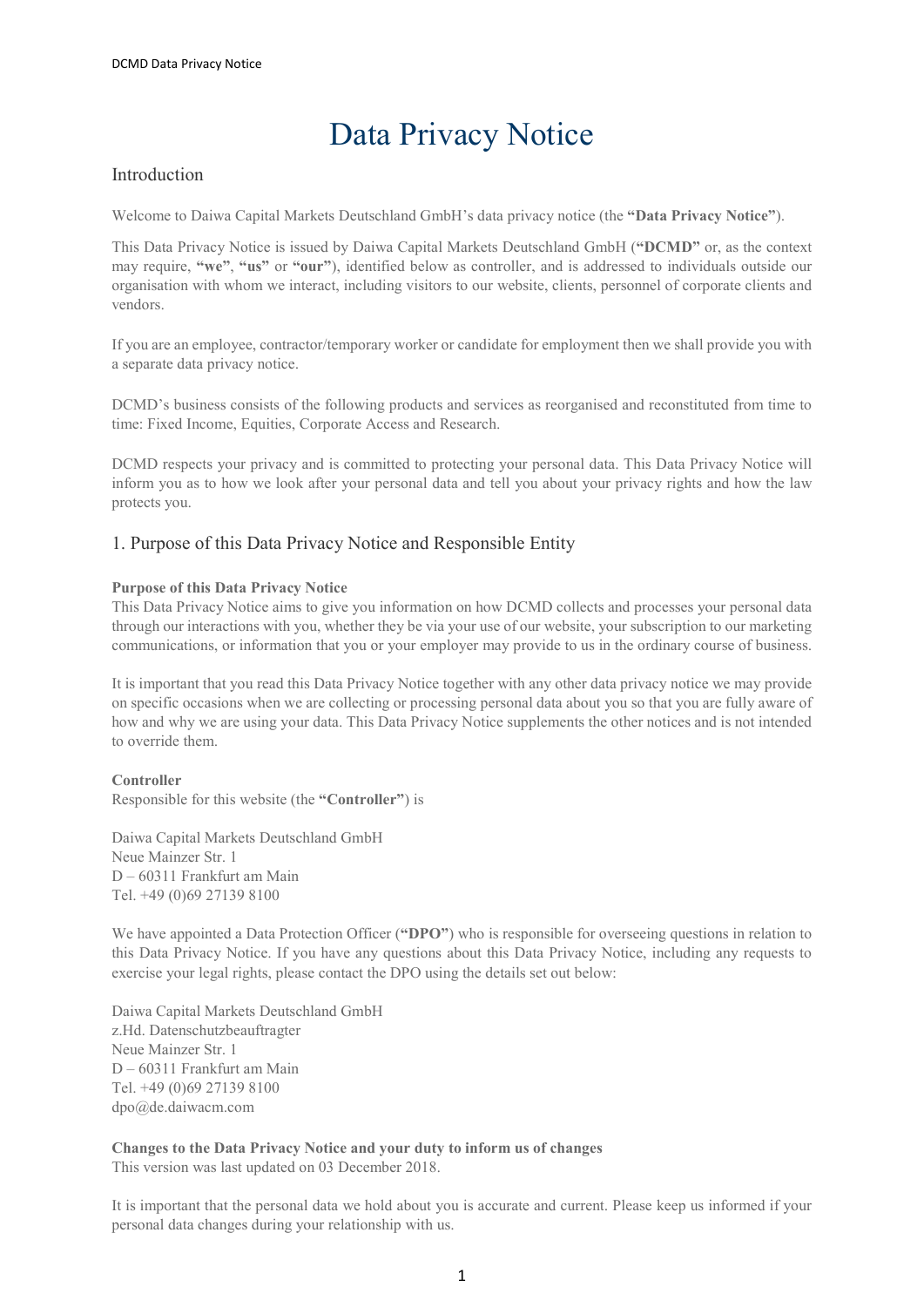# Data Privacy Notice

## Introduction

Welcome to Daiwa Capital Markets Deutschland GmbH's data privacy notice (the **"Data Privacy Notice"**).

This Data Privacy Notice is issued by Daiwa Capital Markets Deutschland GmbH (**"DCMD"** or, as the context may require, **"we"**, **"us"** or **"our"**), identified below as controller, and is addressed to individuals outside our organisation with whom we interact, including visitors to our website, clients, personnel of corporate clients and vendors.

If you are an employee, contractor/temporary worker or candidate for employment then we shall provide you with a separate data privacy notice.

DCMD's business consists of the following products and services as reorganised and reconstituted from time to time: Fixed Income, Equities, Corporate Access and Research.

DCMD respects your privacy and is committed to protecting your personal data. This Data Privacy Notice will inform you as to how we look after your personal data and tell you about your privacy rights and how the law protects you.

## 1. Purpose of this Data Privacy Notice and Responsible Entity

**Purpose of this Data Privacy Notice**
This Data Privacy Notice aims to give you information on how DCMD collects and processes your personal data through our interactions with you, whether they be via your use of our website, your subscription to our marketing communications, or information that you or your employer may provide to us in the ordinary course of business.

It is important that you read this Data Privacy Notice together with any other data privacy notice we may provide on specific occasions when we are collecting or processing personal data about you so that you are fully aware of how and why we are using your data. This Data Privacy Notice supplements the other notices and is not intended to override them.

**Controller**
Responsible for this website (the **"Controller"**) is

Daiwa Capital Markets Deutschland GmbH
Neue Mainzer Str. 1
D – 60311 Frankfurt am Main
Tel. +49 (0)69 27139 8100

We have appointed a Data Protection Officer (**"DPO"**) who is responsible for overseeing questions in relation to this Data Privacy Notice. If you have any questions about this Data Privacy Notice, including any requests to exercise your legal rights, please contact the DPO using the details set out below:

Daiwa Capital Markets Deutschland GmbH
z.Hd. Datenschutzbeauftragter
Neue Mainzer Str. 1
D – 60311 Frankfurt am Main
Tel. +49 (0)69 27139 8100
dpo@de.daiwacm.com

**Changes to the Data Privacy Notice and your duty to inform us of changes**
This version was last updated on 03 December 2018.

It is important that the personal data we hold about you is accurate and current. Please keep us informed if your personal data changes during your relationship with us.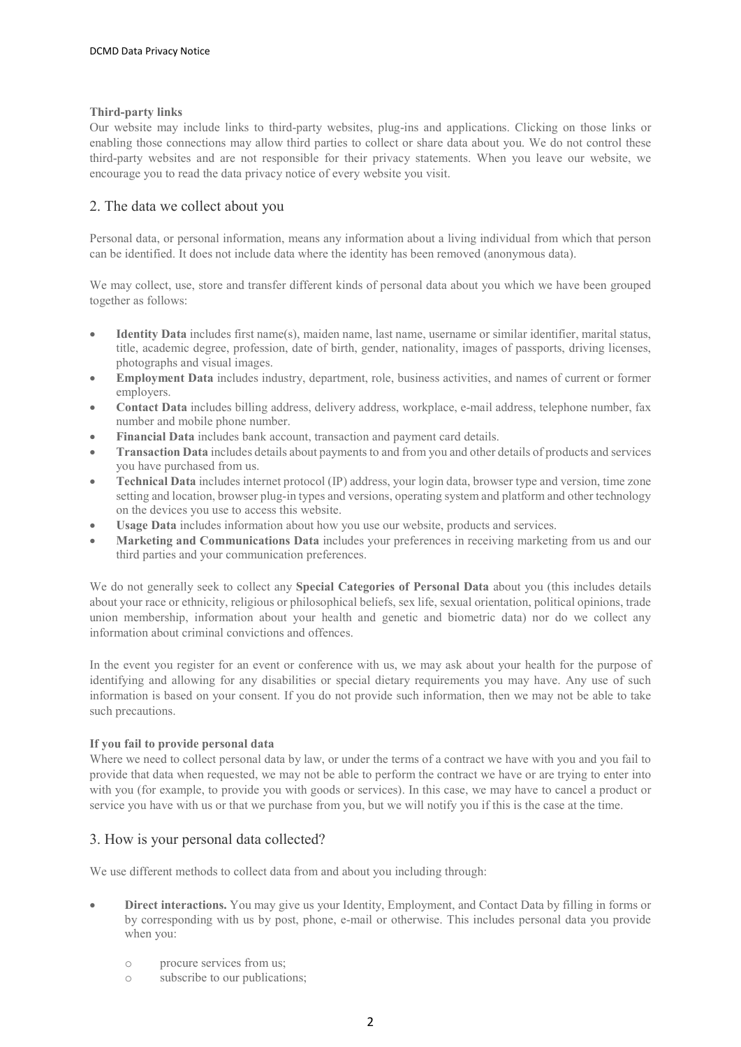**Third-party links**

Our website may include links to third-party websites, plug-ins and applications. Clicking on those links or enabling those connections may allow third parties to collect or share data about you. We do not control these third-party websites and are not responsible for their privacy statements. When you leave our website, we encourage you to read the data privacy notice of every website you visit.

## 2. The data we collect about you

Personal data, or personal information, means any information about a living individual from which that person can be identified. It does not include data where the identity has been removed (anonymous data).

We may collect, use, store and transfer different kinds of personal data about you which we have been grouped together as follows:

- **Identity Data** includes first name(s), maiden name, last name, username or similar identifier, marital status, title, academic degree, profession, date of birth, gender, nationality, images of passports, driving licenses, photographs and visual images.
- **Employment Data** includes industry, department, role, business activities, and names of current or former employers.
- **Contact Data** includes billing address, delivery address, workplace, e-mail address, telephone number, fax number and mobile phone number.
- **Financial Data** includes bank account, transaction and payment card details.
- **Transaction Data** includes details about payments to and from you and other details of products and services you have purchased from us.
- **Technical Data** includes internet protocol (IP) address, your login data, browser type and version, time zone setting and location, browser plug-in types and versions, operating system and platform and other technology on the devices you use to access this website.
- **Usage Data** includes information about how you use our website, products and services.
- **Marketing and Communications Data** includes your preferences in receiving marketing from us and our third parties and your communication preferences.

We do not generally seek to collect any **Special Categories of Personal Data** about you (this includes details about your race or ethnicity, religious or philosophical beliefs, sex life, sexual orientation, political opinions, trade union membership, information about your health and genetic and biometric data) nor do we collect any information about criminal convictions and offences.

In the event you register for an event or conference with us, we may ask about your health for the purpose of identifying and allowing for any disabilities or special dietary requirements you may have. Any use of such information is based on your consent. If you do not provide such information, then we may not be able to take such precautions.

**If you fail to provide personal data**

Where we need to collect personal data by law, or under the terms of a contract we have with you and you fail to provide that data when requested, we may not be able to perform the contract we have or are trying to enter into with you (for example, to provide you with goods or services). In this case, we may have to cancel a product or service you have with us or that we purchase from you, but we will notify you if this is the case at the time.

## 3. How is your personal data collected?

We use different methods to collect data from and about you including through:

- **Direct interactions.** You may give us your Identity, Employment, and Contact Data by filling in forms or by corresponding with us by post, phone, e-mail or otherwise. This includes personal data you provide when you:
  - procure services from us;
  - subscribe to our publications;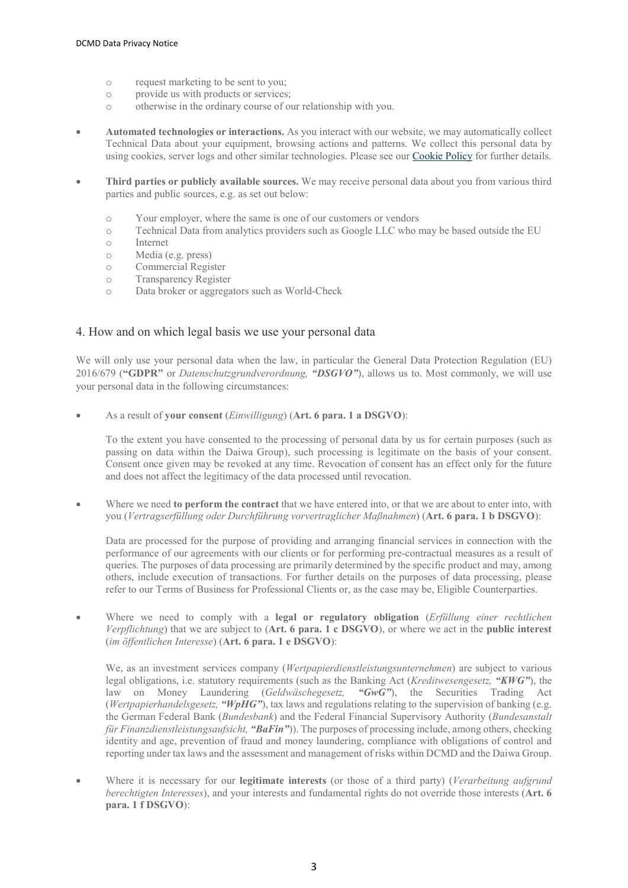- request marketing to be sent to you;
- provide us with products or services;
- otherwise in the ordinary course of our relationship with you.

- **Automated technologies or interactions.** As you interact with our website, we may automatically collect Technical Data about your equipment, browsing actions and patterns. We collect this personal data by using cookies, server logs and other similar technologies. Please see our [Cookie Policy] for further details.

- **Third parties or publicly available sources.** We may receive personal data about you from various third parties and public sources, e.g. as set out below:
  - Your employer, where the same is one of our customers or vendors
  - Technical Data from analytics providers such as Google LLC who may be based outside the EU
  - Internet
  - Media (e.g. press)
  - Commercial Register
  - Transparency Register
  - Data broker or aggregators such as World-Check

## 4. How and on which legal basis we use your personal data

We will only use your personal data when the law, in particular the General Data Protection Regulation (EU) 2016/679 (**"GDPR"** or *Datenschutzgrundverordnung, **"DSGVO"***), allows us to. Most commonly, we will use your personal data in the following circumstances:

- As a result of **your consent** (*Einwilligung*) (**Art. 6 para. 1 a DSGVO**):

  To the extent you have consented to the processing of personal data by us for certain purposes (such as passing on data within the Daiwa Group), such processing is legitimate on the basis of your consent. Consent once given may be revoked at any time. Revocation of consent has an effect only for the future and does not affect the legitimacy of the data processed until revocation.

- Where we need **to perform the contract** that we have entered into, or that we are about to enter into, with you (*Vertragserfüllung oder Durchführung vorvertraglicher Maßnahmen*) (**Art. 6 para. 1 b DSGVO**):

  Data are processed for the purpose of providing and arranging financial services in connection with the performance of our agreements with our clients or for performing pre-contractual measures as a result of queries. The purposes of data processing are primarily determined by the specific product and may, among others, include execution of transactions. For further details on the purposes of data processing, please refer to our Terms of Business for Professional Clients or, as the case may be, Eligible Counterparties.

- Where we need to comply with a **legal or regulatory obligation** (*Erfüllung einer rechtlichen Verpflichtung*) that we are subject to (**Art. 6 para. 1 c DSGVO**), or where we act in the **public interest** (*im öffentlichen Interesse*) (**Art. 6 para. 1 e DSGVO**):

  We, as an investment services company (*Wertpapierdienstleistungsunternehmen*) are subject to various legal obligations, i.e. statutory requirements (such as the Banking Act (*Kreditwesengesetz, **"KWG"***), the law on Money Laundering (*Geldwäschegesetz, **"GwG"***), the Securities Trading Act (*Wertpapierhandelsgesetz, **"WpHG"***), tax laws and regulations relating to the supervision of banking (e.g. the German Federal Bank (*Bundesbank*) and the Federal Financial Supervisory Authority (*Bundesanstalt für Finanzdienstleistungsaufsicht, **"BaFin"***)). The purposes of processing include, among others, checking identity and age, prevention of fraud and money laundering, compliance with obligations of control and reporting under tax laws and the assessment and management of risks within DCMD and the Daiwa Group.

- Where it is necessary for our **legitimate interests** (or those of a third party) (*Verarbeitung aufgrund berechtigten Interesses*), and your interests and fundamental rights do not override those interests (**Art. 6 para. 1 f DSGVO**):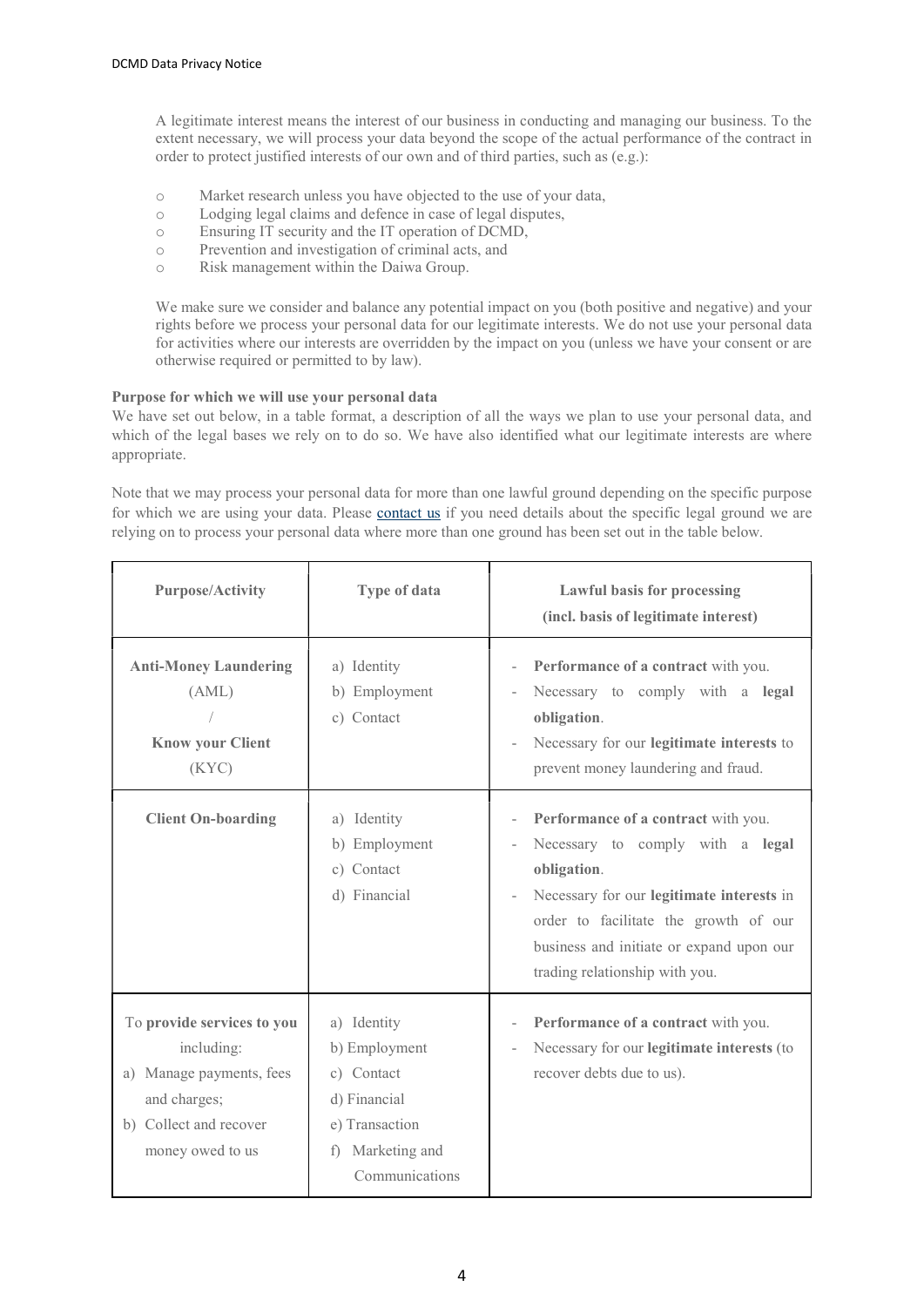A legitimate interest means the interest of our business in conducting and managing our business. To the extent necessary, we will process your data beyond the scope of the actual performance of the contract in order to protect justified interests of our own and of third parties, such as (e.g.):

- Market research unless you have objected to the use of your data,
- Lodging legal claims and defence in case of legal disputes,
- Ensuring IT security and the IT operation of DCMD,
- Prevention and investigation of criminal acts, and
- Risk management within the Daiwa Group.

We make sure we consider and balance any potential impact on you (both positive and negative) and your rights before we process your personal data for our legitimate interests. We do not use your personal data for activities where our interests are overridden by the impact on you (unless we have your consent or are otherwise required or permitted to by law).

**Purpose for which we will use your personal data**

We have set out below, in a table format, a description of all the ways we plan to use your personal data, and which of the legal bases we rely on to do so. We have also identified what our legitimate interests are where appropriate.

Note that we may process your personal data for more than one lawful ground depending on the specific purpose for which we are using your data. Please contact us if you need details about the specific legal ground we are relying on to process your personal data where more than one ground has been set out in the table below.

| Purpose/Activity | Type of data | Lawful basis for processing (incl. basis of legitimate interest) |
|---|---|---|
| **Anti-Money Laundering** (AML) / **Know your Client** (KYC) | a) Identity<br>b) Employment<br>c) Contact | - **Performance of a contract** with you.<br>- Necessary to comply with a **legal obligation**.<br>- Necessary for our **legitimate interests** to prevent money laundering and fraud. |
| **Client On-boarding** | a) Identity<br>b) Employment<br>c) Contact<br>d) Financial | - **Performance of a contract** with you.<br>- Necessary to comply with a **legal obligation**.<br>- Necessary for our **legitimate interests** in order to facilitate the growth of our business and initiate or expand upon our trading relationship with you. |
| To **provide services to you** including:<br>a) Manage payments, fees and charges;<br>b) Collect and recover money owed to us | a) Identity<br>b) Employment<br>c) Contact<br>d) Financial<br>e) Transaction<br>f) Marketing and Communications | - **Performance of a contract** with you.<br>- Necessary for our **legitimate interests** (to recover debts due to us). |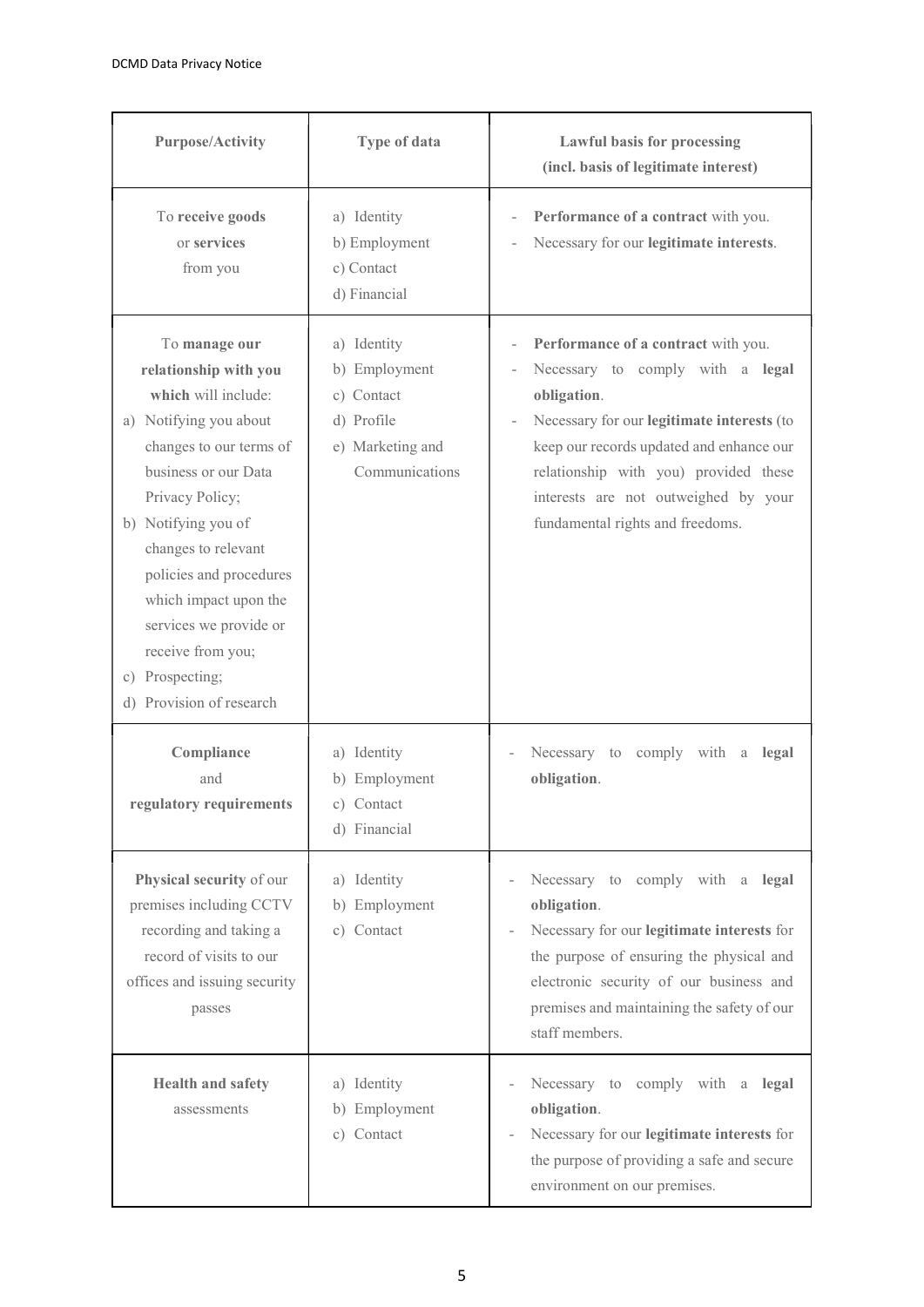| Purpose/Activity | Type of data | Lawful basis for processing (incl. basis of legitimate interest) |
|---|---|---|
| To **receive goods** or **services** from you | a) Identity<br>b) Employment<br>c) Contact<br>d) Financial | - **Performance of a contract** with you.<br>- Necessary for our **legitimate interests**. |
| To **manage our relationship with you** which will include:<br>a) Notifying you about changes to our terms of business or our Data Privacy Policy;<br>b) Notifying you of changes to relevant policies and procedures which impact upon the services we provide or receive from you;<br>c) Prospecting;<br>d) Provision of research | a) Identity<br>b) Employment<br>c) Contact<br>d) Profile<br>e) Marketing and Communications | - **Performance of a contract** with you.<br>- Necessary to comply with a **legal obligation**.<br>- Necessary for our **legitimate interests** (to keep our records updated and enhance our relationship with you) provided these interests are not outweighed by your fundamental rights and freedoms. |
| **Compliance** and **regulatory requirements** | a) Identity<br>b) Employment<br>c) Contact<br>d) Financial | - Necessary to comply with a **legal obligation**. |
| **Physical security** of our premises including CCTV recording and taking a record of visits to our offices and issuing security passes | a) Identity<br>b) Employment<br>c) Contact | - Necessary to comply with a **legal obligation**.<br>- Necessary for our **legitimate interests** for the purpose of ensuring the physical and electronic security of our business and premises and maintaining the safety of our staff members. |
| **Health and safety** assessments | a) Identity<br>b) Employment<br>c) Contact | - Necessary to comply with a **legal obligation**.<br>- Necessary for our **legitimate interests** for the purpose of providing a safe and secure environment on our premises. |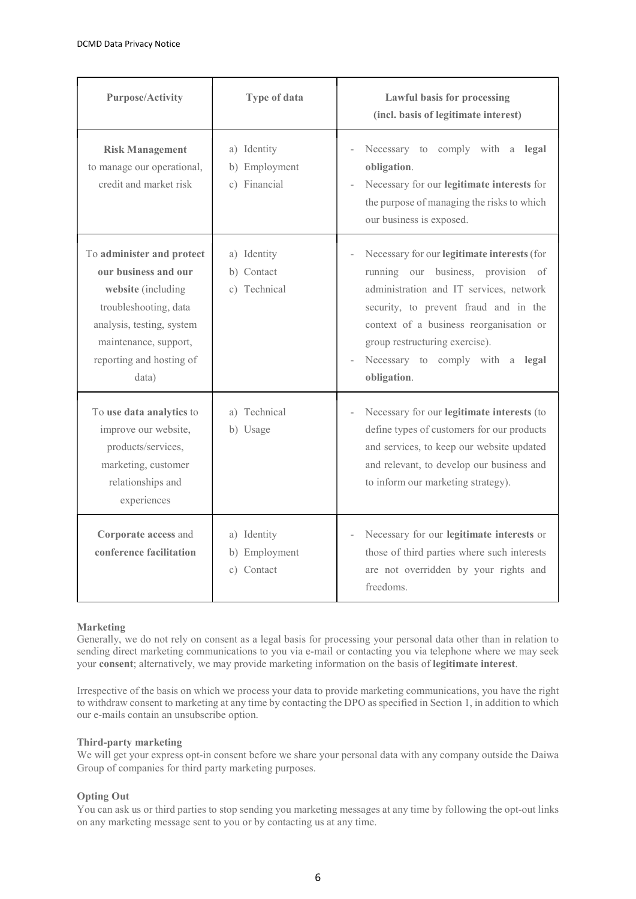| Purpose/Activity | Type of data | Lawful basis for processing (incl. basis of legitimate interest) |
|---|---|---|
| **Risk Management** to manage our operational, credit and market risk | a) Identity<br>b) Employment<br>c) Financial | - Necessary to comply with a **legal obligation**.<br>- Necessary for our **legitimate interests** for the purpose of managing the risks to which our business is exposed. |
| To **administer and protect our business and our website** (including troubleshooting, data analysis, testing, system maintenance, support, reporting and hosting of data) | a) Identity<br>b) Contact<br>c) Technical | - Necessary for our **legitimate interests** (for running our business, provision of administration and IT services, network security, to prevent fraud and in the context of a business reorganisation or group restructuring exercise).<br>- Necessary to comply with a **legal obligation**. |
| To **use data analytics** to improve our website, products/services, marketing, customer relationships and experiences | a) Technical<br>b) Usage | - Necessary for our **legitimate interests** (to define types of customers for our products and services, to keep our website updated and relevant, to develop our business and to inform our marketing strategy). |
| **Corporate access** and **conference facilitation** | a) Identity<br>b) Employment<br>c) Contact | - Necessary for our **legitimate interests** or those of third parties where such interests are not overridden by your rights and freedoms. |

**Marketing**

Generally, we do not rely on consent as a legal basis for processing your personal data other than in relation to sending direct marketing communications to you via e-mail or contacting you via telephone where we may seek your **consent**; alternatively, we may provide marketing information on the basis of **legitimate interest**.

Irrespective of the basis on which we process your data to provide marketing communications, you have the right to withdraw consent to marketing at any time by contacting the DPO as specified in Section 1, in addition to which our e-mails contain an unsubscribe option.

**Third-party marketing**

We will get your express opt-in consent before we share your personal data with any company outside the Daiwa Group of companies for third party marketing purposes.

**Opting Out**

You can ask us or third parties to stop sending you marketing messages at any time by following the opt-out links on any marketing message sent to you or by contacting us at any time.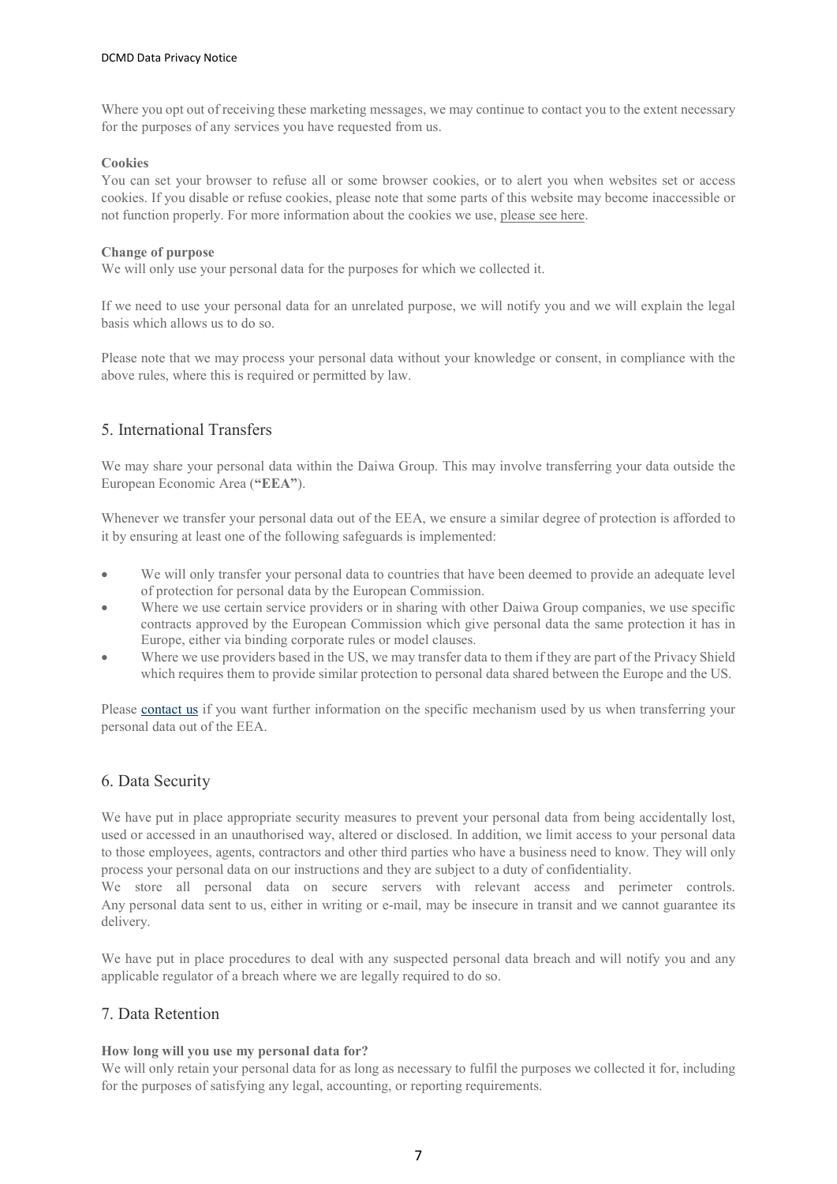Where you opt out of receiving these marketing messages, we may continue to contact you to the extent necessary for the purposes of any services you have requested from us.

**Cookies**

You can set your browser to refuse all or some browser cookies, or to alert you when websites set or access cookies. If you disable or refuse cookies, please note that some parts of this website may become inaccessible or not function properly. For more information about the cookies we use, please see here.

**Change of purpose**

We will only use your personal data for the purposes for which we collected it.

If we need to use your personal data for an unrelated purpose, we will notify you and we will explain the legal basis which allows us to do so.

Please note that we may process your personal data without your knowledge or consent, in compliance with the above rules, where this is required or permitted by law.

## 5. International Transfers

We may share your personal data within the Daiwa Group. This may involve transferring your data outside the European Economic Area (**"EEA"**).

Whenever we transfer your personal data out of the EEA, we ensure a similar degree of protection is afforded to it by ensuring at least one of the following safeguards is implemented:

- We will only transfer your personal data to countries that have been deemed to provide an adequate level of protection for personal data by the European Commission.
- Where we use certain service providers or in sharing with other Daiwa Group companies, we use specific contracts approved by the European Commission which give personal data the same protection it has in Europe, either via binding corporate rules or model clauses.
- Where we use providers based in the US, we may transfer data to them if they are part of the Privacy Shield which requires them to provide similar protection to personal data shared between the Europe and the US.

Please contact us if you want further information on the specific mechanism used by us when transferring your personal data out of the EEA.

## 6. Data Security

We have put in place appropriate security measures to prevent your personal data from being accidentally lost, used or accessed in an unauthorised way, altered or disclosed. In addition, we limit access to your personal data to those employees, agents, contractors and other third parties who have a business need to know. They will only process your personal data on our instructions and they are subject to a duty of confidentiality.

We store all personal data on secure servers with relevant access and perimeter controls. Any personal data sent to us, either in writing or e-mail, may be insecure in transit and we cannot guarantee its delivery.

We have put in place procedures to deal with any suspected personal data breach and will notify you and any applicable regulator of a breach where we are legally required to do so.

## 7. Data Retention

**How long will you use my personal data for?**

We will only retain your personal data for as long as necessary to fulfil the purposes we collected it for, including for the purposes of satisfying any legal, accounting, or reporting requirements.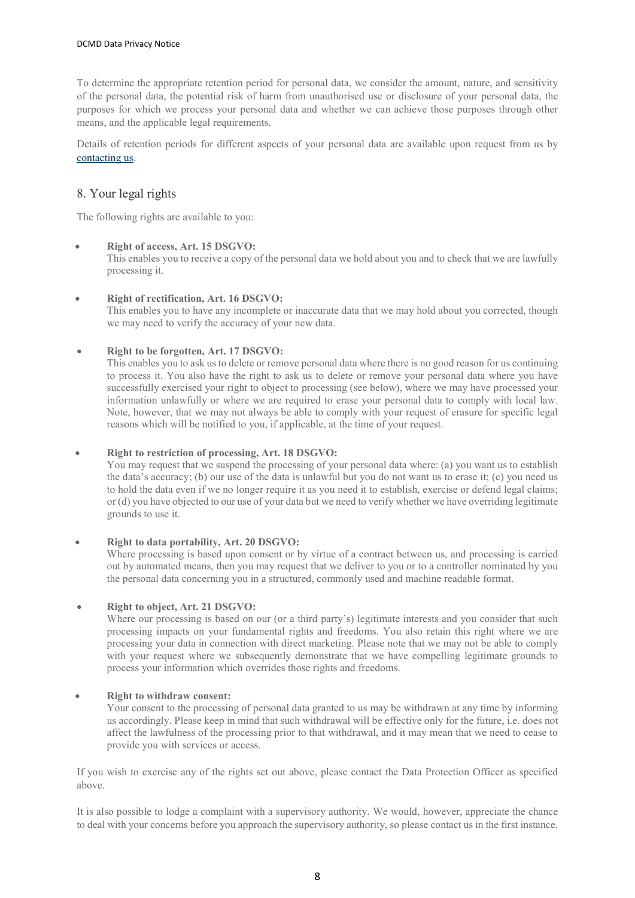To determine the appropriate retention period for personal data, we consider the amount, nature, and sensitivity of the personal data, the potential risk of harm from unauthorised use or disclosure of your personal data, the purposes for which we process your personal data and whether we can achieve those purposes through other means, and the applicable legal requirements.

Details of retention periods for different aspects of your personal data are available upon request from us by contacting us.

## 8. Your legal rights

The following rights are available to you:

- **Right of access, Art. 15 DSGVO:**
  This enables you to receive a copy of the personal data we hold about you and to check that we are lawfully processing it.

- **Right of rectification, Art. 16 DSGVO:**
  This enables you to have any incomplete or inaccurate data that we may hold about you corrected, though we may need to verify the accuracy of your new data.

- **Right to be forgotten, Art. 17 DSGVO:**
  This enables you to ask us to delete or remove personal data where there is no good reason for us continuing to process it. You also have the right to ask us to delete or remove your personal data where you have successfully exercised your right to object to processing (see below), where we may have processed your information unlawfully or where we are required to erase your personal data to comply with local law. Note, however, that we may not always be able to comply with your request of erasure for specific legal reasons which will be notified to you, if applicable, at the time of your request.

- **Right to restriction of processing, Art. 18 DSGVO:**
  You may request that we suspend the processing of your personal data where: (a) you want us to establish the data's accuracy; (b) our use of the data is unlawful but you do not want us to erase it; (c) you need us to hold the data even if we no longer require it as you need it to establish, exercise or defend legal claims; or (d) you have objected to our use of your data but we need to verify whether we have overriding legitimate grounds to use it.

- **Right to data portability, Art. 20 DSGVO:**
  Where processing is based upon consent or by virtue of a contract between us, and processing is carried out by automated means, then you may request that we deliver to you or to a controller nominated by you the personal data concerning you in a structured, commonly used and machine readable format.

- **Right to object, Art. 21 DSGVO:**
  Where our processing is based on our (or a third party's) legitimate interests and you consider that such processing impacts on your fundamental rights and freedoms. You also retain this right where we are processing your data in connection with direct marketing. Please note that we may not be able to comply with your request where we subsequently demonstrate that we have compelling legitimate grounds to process your information which overrides those rights and freedoms.

- **Right to withdraw consent:**
  Your consent to the processing of personal data granted to us may be withdrawn at any time by informing us accordingly. Please keep in mind that such withdrawal will be effective only for the future, i.e. does not affect the lawfulness of the processing prior to that withdrawal, and it may mean that we need to cease to provide you with services or access.

If you wish to exercise any of the rights set out above, please contact the Data Protection Officer as specified above.

It is also possible to lodge a complaint with a supervisory authority. We would, however, appreciate the chance to deal with your concerns before you approach the supervisory authority, so please contact us in the first instance.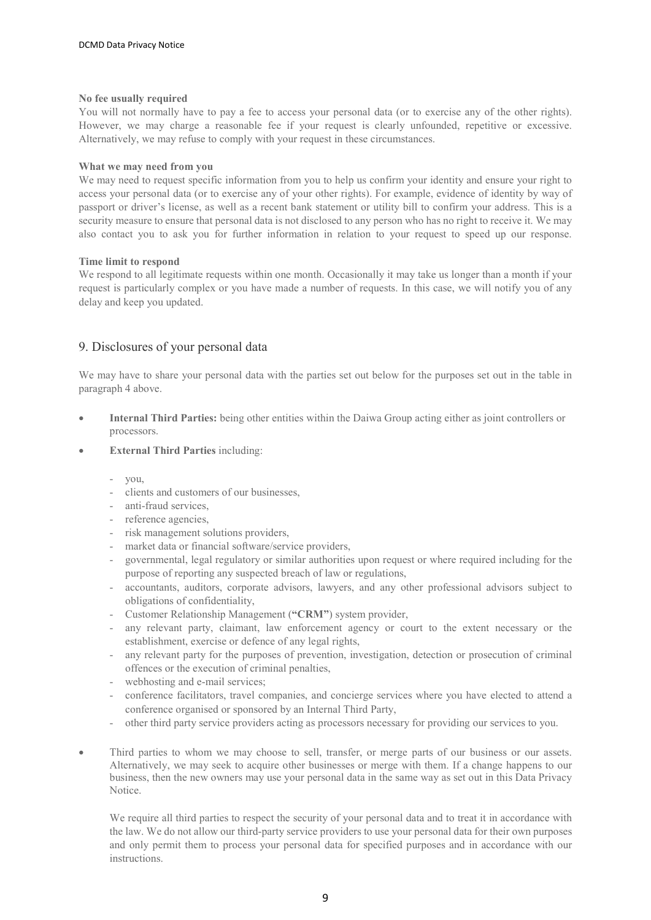**No fee usually required**

You will not normally have to pay a fee to access your personal data (or to exercise any of the other rights). However, we may charge a reasonable fee if your request is clearly unfounded, repetitive or excessive. Alternatively, we may refuse to comply with your request in these circumstances.

**What we may need from you**

We may need to request specific information from you to help us confirm your identity and ensure your right to access your personal data (or to exercise any of your other rights). For example, evidence of identity by way of passport or driver's license, as well as a recent bank statement or utility bill to confirm your address. This is a security measure to ensure that personal data is not disclosed to any person who has no right to receive it. We may also contact you to ask you for further information in relation to your request to speed up our response.

**Time limit to respond**

We respond to all legitimate requests within one month. Occasionally it may take us longer than a month if your request is particularly complex or you have made a number of requests. In this case, we will notify you of any delay and keep you updated.

## 9. Disclosures of your personal data

We may have to share your personal data with the parties set out below for the purposes set out in the table in paragraph 4 above.

- **Internal Third Parties:** being other entities within the Daiwa Group acting either as joint controllers or processors.
- **External Third Parties** including:
  - you,
  - clients and customers of our businesses,
  - anti-fraud services,
  - reference agencies,
  - risk management solutions providers,
  - market data or financial software/service providers,
  - governmental, legal regulatory or similar authorities upon request or where required including for the purpose of reporting any suspected breach of law or regulations,
  - accountants, auditors, corporate advisors, lawyers, and any other professional advisors subject to obligations of confidentiality,
  - Customer Relationship Management (**"CRM"**) system provider,
  - any relevant party, claimant, law enforcement agency or court to the extent necessary or the establishment, exercise or defence of any legal rights,
  - any relevant party for the purposes of prevention, investigation, detection or prosecution of criminal offences or the execution of criminal penalties,
  - webhosting and e-mail services;
  - conference facilitators, travel companies, and concierge services where you have elected to attend a conference organised or sponsored by an Internal Third Party,
  - other third party service providers acting as processors necessary for providing our services to you.
- Third parties to whom we may choose to sell, transfer, or merge parts of our business or our assets. Alternatively, we may seek to acquire other businesses or merge with them. If a change happens to our business, then the new owners may use your personal data in the same way as set out in this Data Privacy Notice.

  We require all third parties to respect the security of your personal data and to treat it in accordance with the law. We do not allow our third-party service providers to use your personal data for their own purposes and only permit them to process your personal data for specified purposes and in accordance with our instructions.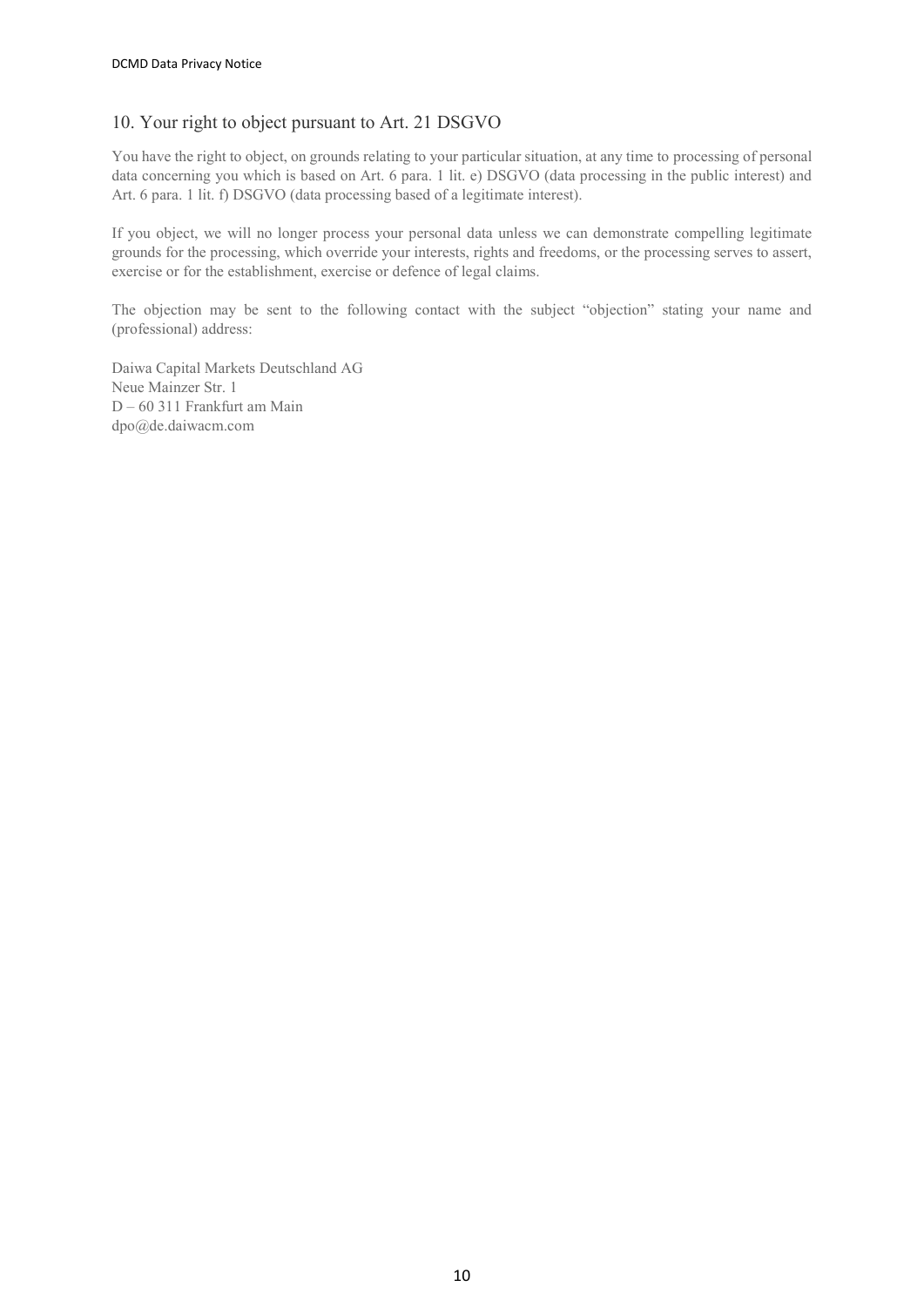## 10. Your right to object pursuant to Art. 21 DSGVO

You have the right to object, on grounds relating to your particular situation, at any time to processing of personal data concerning you which is based on Art. 6 para. 1 lit. e) DSGVO (data processing in the public interest) and Art. 6 para. 1 lit. f) DSGVO (data processing based of a legitimate interest).

If you object, we will no longer process your personal data unless we can demonstrate compelling legitimate grounds for the processing, which override your interests, rights and freedoms, or the processing serves to assert, exercise or for the establishment, exercise or defence of legal claims.

The objection may be sent to the following contact with the subject "objection" stating your name and (professional) address:

Daiwa Capital Markets Deutschland AG
Neue Mainzer Str. 1
D – 60 311 Frankfurt am Main
dpo@de.daiwacm.com